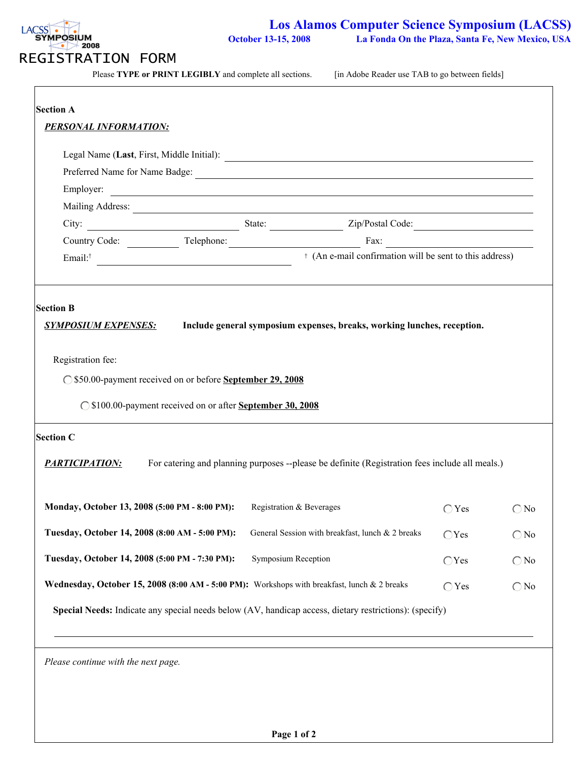# Los Alamos Computer Science Symposium (LACSS)

**October 13-15, 2008** **La Fonda On the Plaza, Santa Fe, New Mexico, USA**

# REGISTRATION FORM

Please **TYPE or PRINT LEGIBLY** and complete all sections. [in Adobe Reader use TAB to go between fields]

**Section A**

***PERSONAL INFORMATION:***

Legal Name (**Last**, First, Middle Initial): ______________________________

Preferred Name for Name Badge: ______________________________

Employer: ______________________________

Mailing Address: ______________________________

City: ______________ State: __________ Zip/Postal Code: ______________

Country Code: ________ Telephone: ______________ Fax: ______________

Email:† ______________________ † (An e-mail confirmation will be sent to this address)

**Section B**

***SYMPOSIUM EXPENSES:*** **Include general symposium expenses, breaks, working lunches, reception.**

Registration fee:

○ $50.00-payment received on or before **September 29, 2008**

○ $100.00-payment received on or after **September 30, 2008**

**Section C**

***PARTICIPATION:*** For catering and planning purposes --please be definite (Registration fees include all meals.)

| | | | |
|---|---|---|---|
| **Monday, October 13, 2008 (5:00 PM - 8:00 PM):** | Registration & Beverages | ○ Yes | ○ No |
| **Tuesday, October 14, 2008 (8:00 AM - 5:00 PM):** | General Session with breakfast, lunch & 2 breaks | ○ Yes | ○ No |
| **Tuesday, October 14, 2008 (5:00 PM - 7:30 PM):** | Symposium Reception | ○ Yes | ○ No |
| **Wednesday, October 15, 2008 (8:00 AM - 5:00 PM):** | Workshops with breakfast, lunch & 2 breaks | ○ Yes | ○ No |

**Special Needs:** Indicate any special needs below (AV, handicap access, dietary restrictions): (specify)

______________________________

*Please continue with the next page.*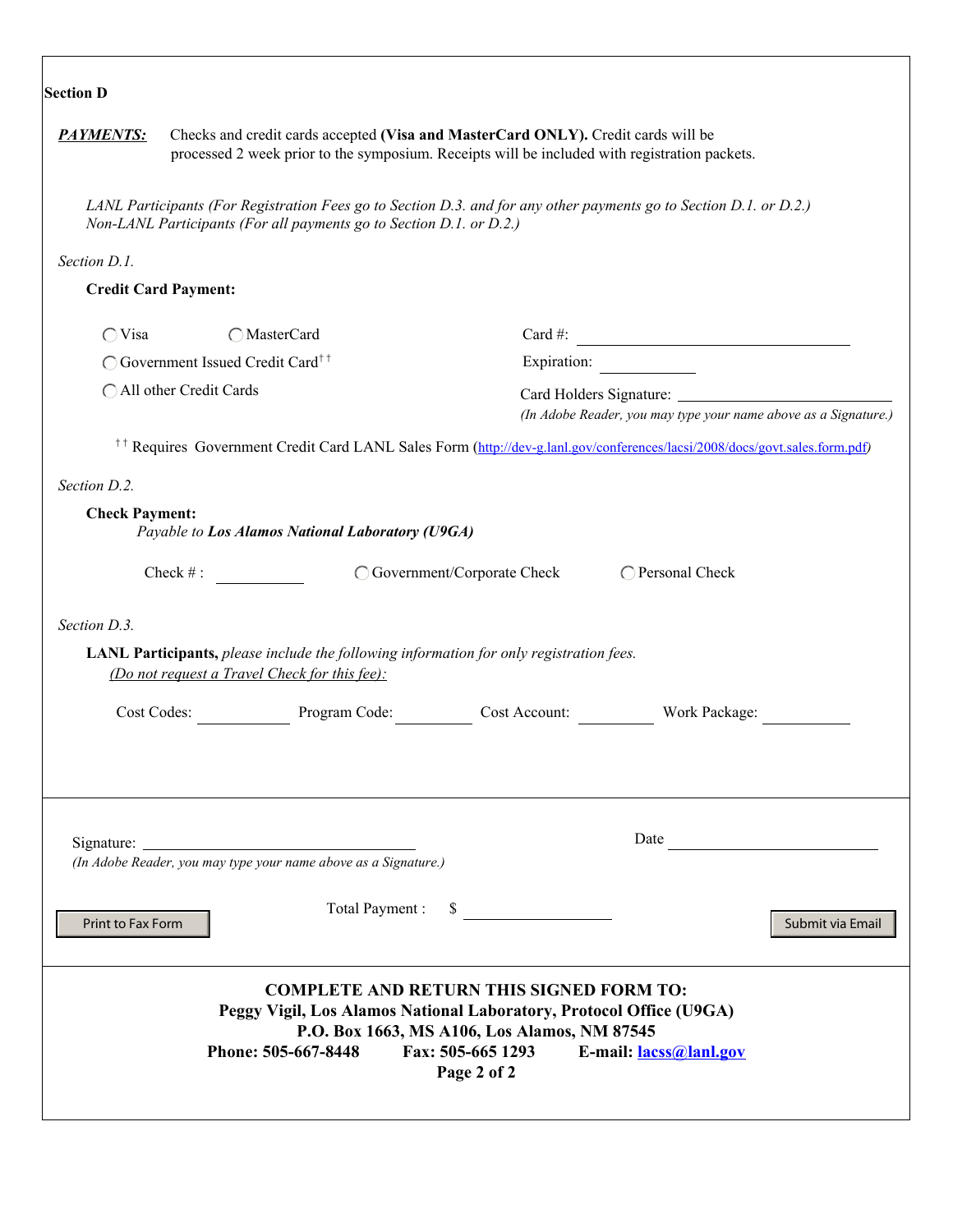**Section D**

***PAYMENTS:*** Checks and credit cards accepted **(Visa and MasterCard ONLY).** Credit cards will be processed 2 week prior to the symposium. Receipts will be included with registration packets.

*LANL Participants (For Registration Fees go to Section D.3. and for any other payments go to Section D.1. or D.2.)*
*Non-LANL Participants (For all payments go to Section D.1. or D.2.)*

*Section D.1.*

**Credit Card Payment:**

◯ Visa ◯ MasterCard

◯ Government Issued Credit Card††

◯ All other Credit Cards

Card #: ______________________

Expiration: __________

Card Holders Signature: ______________________

*(In Adobe Reader, you may type your name above as a Signature.)*

†† Requires Government Credit Card LANL Sales Form (http://dev-g.lanl.gov/conferences/lacsi/2008/docs/govt.sales.form.pdf)

*Section D.2.*

**Check Payment:**

*Payable to **Los Alamos National Laboratory (U9GA)***

Check # : __________ ◯ Government/Corporate Check ◯ Personal Check

*Section D.3.*

**LANL Participants,** *please include the following information for only registration fees.*
*Do not request a Travel Check for this fee):*

Cost Codes: __________ Program Code: __________ Cost Account: __________ Work Package: __________

Signature: ______________________ Date ______________________

*(In Adobe Reader, you may type your name above as a Signature.)*

Total Payment : $ ______________

Print to Fax Form

Submit via Email

**COMPLETE AND RETURN THIS SIGNED FORM TO:**
**Peggy Vigil, Los Alamos National Laboratory, Protocol Office (U9GA)**
**P.O. Box 1663, MS A106, Los Alamos, NM 87545**
**Phone: 505-667-8448 Fax: 505-665 1293 E-mail: lacss@lanl.gov**